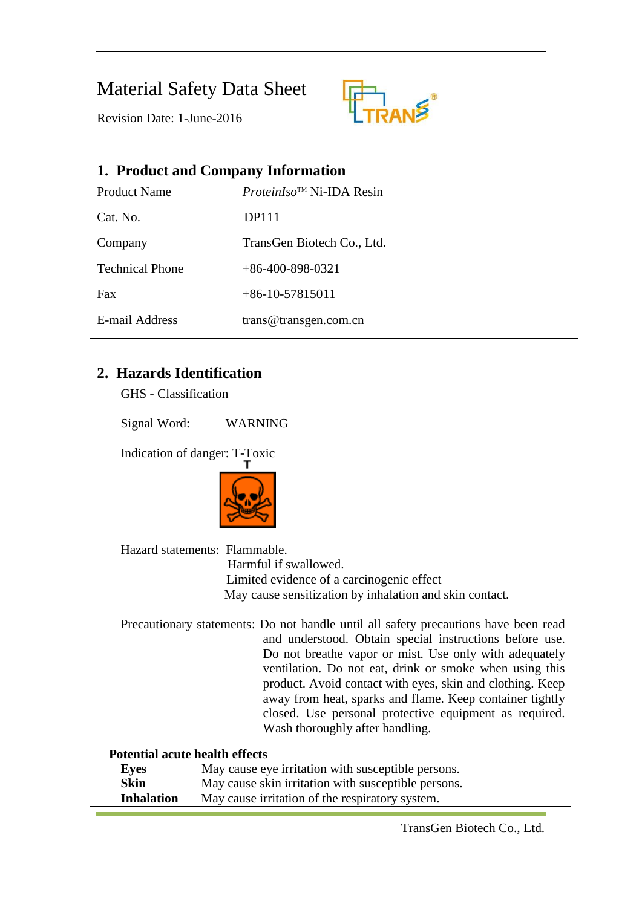# Material Safety Data Sheet

Revision Date: 1-June-2016

## 1. Product and Company Information

| | |
|---|---|
| Product Name | *ProteinIso*™ Ni-IDA Resin |
| Cat. No. | DP111 |
| Company | TransGen Biotech Co., Ltd. |
| Technical Phone | +86-400-898-0321 |
| Fax | +86-10-57815011 |
| E-mail Address | trans@transgen.com.cn |

## 2. Hazards Identification

GHS - Classification

Signal Word: WARNING

Indication of danger: T-Toxic

Hazard statements: Flammable.
Harmful if swallowed.
Limited evidence of a carcinogenic effect
May cause sensitization by inhalation and skin contact.

Precautionary statements: Do not handle until all safety precautions have been read and understood. Obtain special instructions before use. Do not breathe vapor or mist. Use only with adequately ventilation. Do not eat, drink or smoke when using this product. Avoid contact with eyes, skin and clothing. Keep away from heat, sparks and flame. Keep container tightly closed. Use personal protective equipment as required. Wash thoroughly after handling.

**Potential acute health effects**

**Eyes** May cause eye irritation with susceptible persons.
**Skin** May cause skin irritation with susceptible persons.
**Inhalation** May cause irritation of the respiratory system.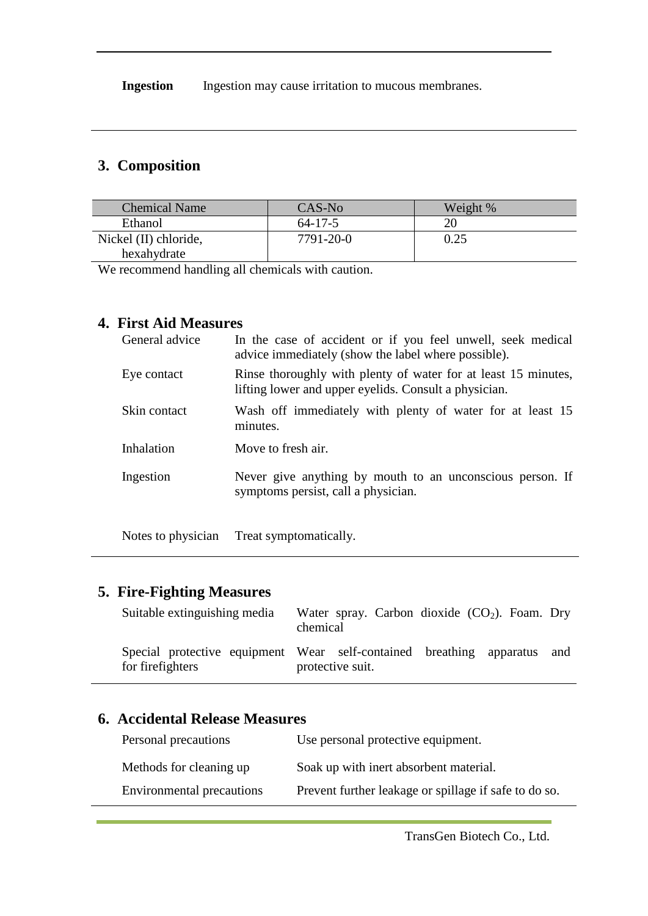**Ingestion** Ingestion may cause irritation to mucous membranes.

## 3. Composition

| Chemical Name | CAS-No | Weight % |
|---|---|---|
| Ethanol | 64-17-5 | 20 |
| Nickel (II) chloride, hexahydrate | 7791-20-0 | 0.25 |

We recommend handling all chemicals with caution.

## 4. First Aid Measures

| | |
|---|---|
| General advice | In the case of accident or if you feel unwell, seek medical advice immediately (show the label where possible). |
| Eye contact | Rinse thoroughly with plenty of water for at least 15 minutes, lifting lower and upper eyelids. Consult a physician. |
| Skin contact | Wash off immediately with plenty of water for at least 15 minutes. |
| Inhalation | Move to fresh air. |
| Ingestion | Never give anything by mouth to an unconscious person. If symptoms persist, call a physician. |
| Notes to physician | Treat symptomatically. |

## 5. Fire-Fighting Measures

| | |
|---|---|
| Suitable extinguishing media | Water spray. Carbon dioxide ($CO_2$). Foam. Dry chemical |
| Special protective equipment for firefighters | Wear self-contained breathing apparatus and protective suit. |

## 6. Accidental Release Measures

| | |
|---|---|
| Personal precautions | Use personal protective equipment. |
| Methods for cleaning up | Soak up with inert absorbent material. |
| Environmental precautions | Prevent further leakage or spillage if safe to do so. |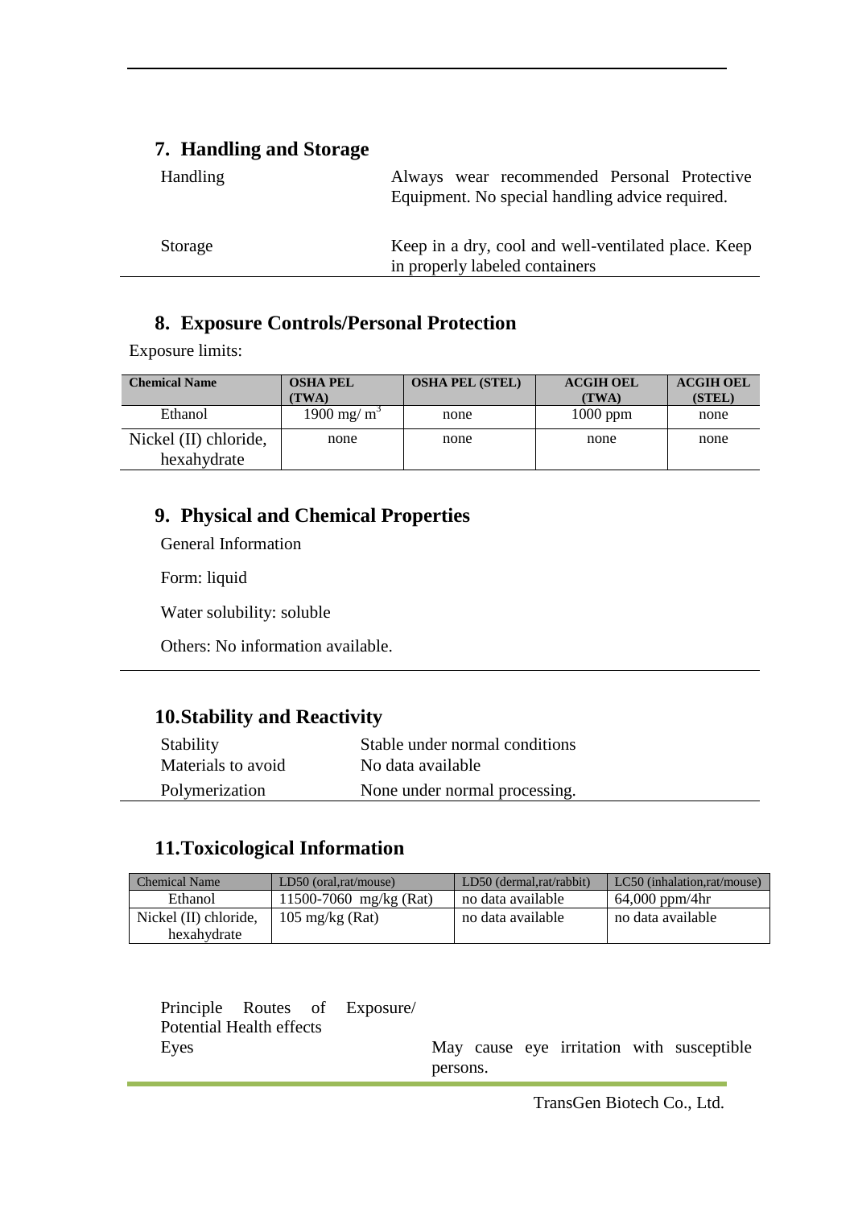## 7. Handling and Storage

| | |
|---|---|
| Handling | Always wear recommended Personal Protective Equipment. No special handling advice required. |
| Storage | Keep in a dry, cool and well-ventilated place. Keep in properly labeled containers |

## 8. Exposure Controls/Personal Protection

Exposure limits:

| Chemical Name | OSHA PEL (TWA) | OSHA PEL (STEL) | ACGIH OEL (TWA) | ACGIH OEL (STEL) |
|---|---|---|---|---|
| Ethanol | 1900 mg/ $m^3$ | none | 1000 ppm | none |
| Nickel (II) chloride, hexahydrate | none | none | none | none |

## 9. Physical and Chemical Properties

General Information

Form: liquid

Water solubility: soluble

Others: No information available.

## 10.Stability and Reactivity

| | |
|---|---|
| Stability | Stable under normal conditions |
| Materials to avoid | No data available |
| Polymerization | None under normal processing. |

## 11.Toxicological Information

| Chemical Name | LD50 (oral,rat/mouse) | LD50 (dermal,rat/rabbit) | LC50 (inhalation,rat/mouse) |
|---|---|---|---|
| Ethanol | 11500-7060 mg/kg (Rat) | no data available | 64,000 ppm/4hr |
| Nickel (II) chloride, hexahydrate | 105 mg/kg (Rat) | no data available | no data available |

Principle Routes of Exposure/ Potential Health effects

| | |
|---|---|
| Eyes | May cause eye irritation with susceptible persons. |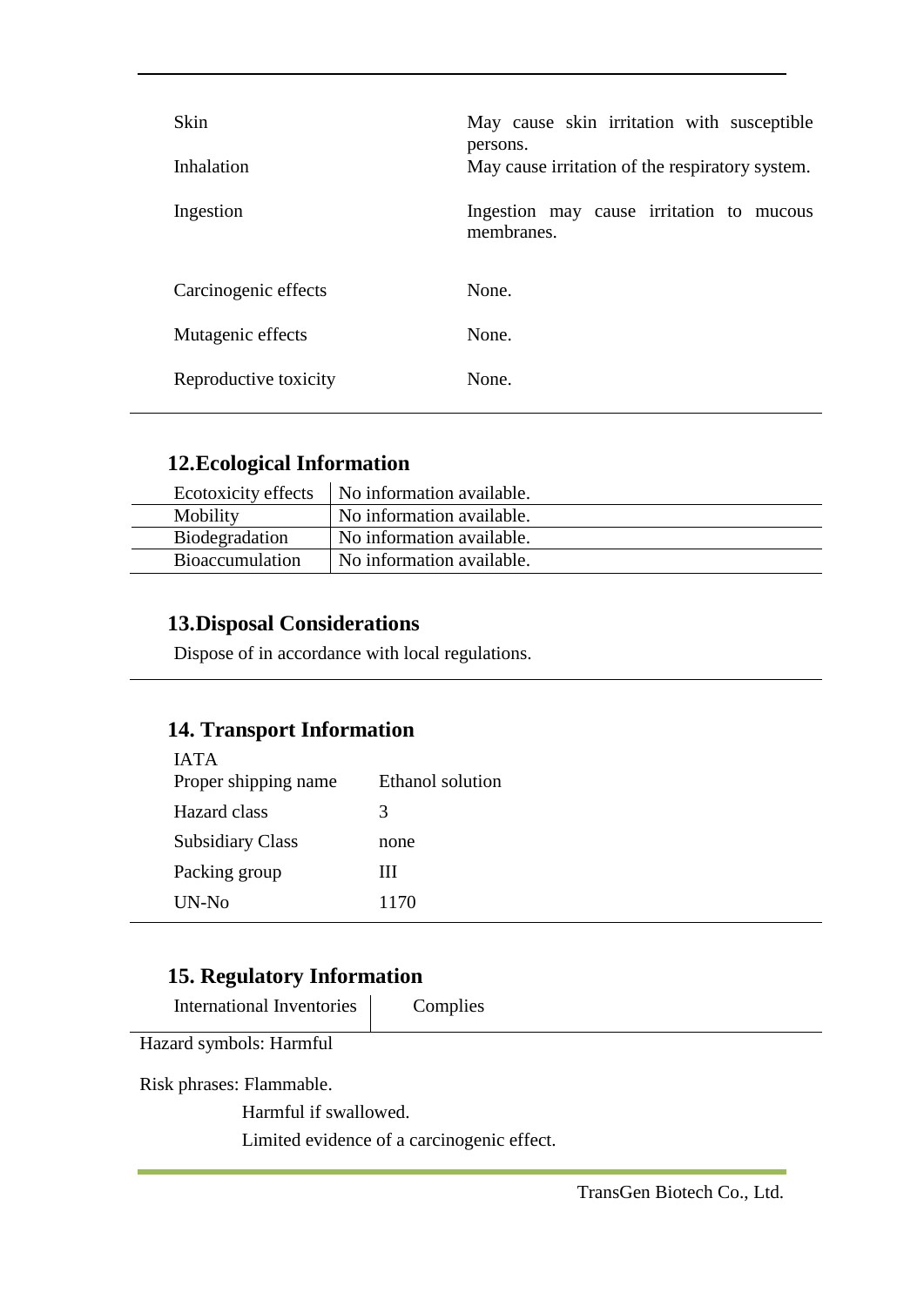| | |
|---|---|
| Skin | May cause skin irritation with susceptible persons. |
| Inhalation | May cause irritation of the respiratory system. |
| Ingestion | Ingestion may cause irritation to mucous membranes. |
| Carcinogenic effects | None. |
| Mutagenic effects | None. |
| Reproductive toxicity | None. |

## 12.Ecological Information

| | |
|---|---|
| Ecotoxicity effects | No information available. |
| Mobility | No information available. |
| Biodegradation | No information available. |
| Bioaccumulation | No information available. |

## 13.Disposal Considerations

Dispose of in accordance with local regulations.

## 14. Transport Information

IATA

| | |
|---|---|
| Proper shipping name | Ethanol solution |
| Hazard class | 3 |
| Subsidiary Class | none |
| Packing group | III |
| UN-No | 1170 |

## 15. Regulatory Information

| | |
|---|---|
| International Inventories | Complies |

Hazard symbols: Harmful

Risk phrases: Flammable.

Harmful if swallowed.

Limited evidence of a carcinogenic effect.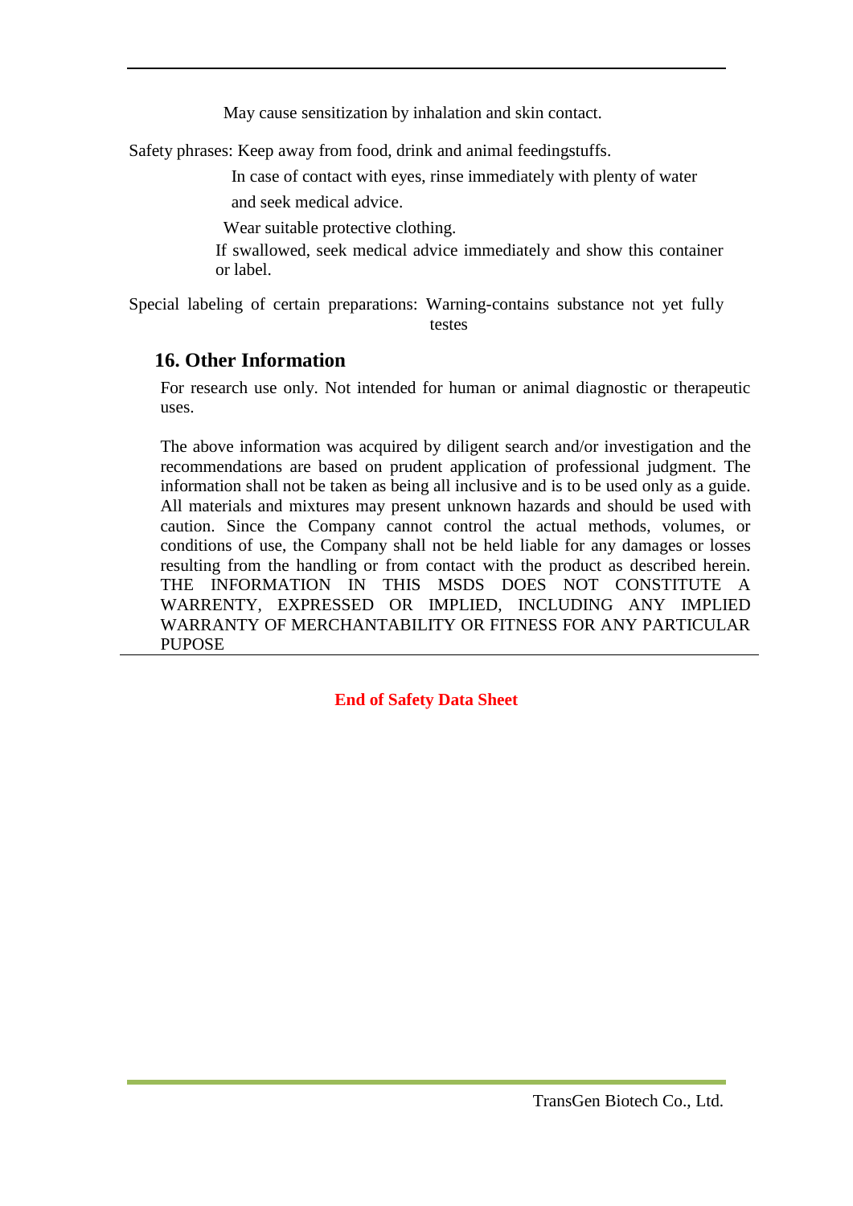May cause sensitization by inhalation and skin contact.

Safety phrases: Keep away from food, drink and animal feedingstuffs.

In case of contact with eyes, rinse immediately with plenty of water and seek medical advice.

Wear suitable protective clothing.

If swallowed, seek medical advice immediately and show this container or label.

Special labeling of certain preparations: Warning-contains substance not yet fully testes

## 16. Other Information

For research use only. Not intended for human or animal diagnostic or therapeutic uses.

The above information was acquired by diligent search and/or investigation and the recommendations are based on prudent application of professional judgment. The information shall not be taken as being all inclusive and is to be used only as a guide. All materials and mixtures may present unknown hazards and should be used with caution. Since the Company cannot control the actual methods, volumes, or conditions of use, the Company shall not be held liable for any damages or losses resulting from the handling or from contact with the product as described herein. THE INFORMATION IN THIS MSDS DOES NOT CONSTITUTE A WARRENTY, EXPRESSED OR IMPLIED, INCLUDING ANY IMPLIED WARRANTY OF MERCHANTABILITY OR FITNESS FOR ANY PARTICULAR PUPOSE

---

**End of Safety Data Sheet**